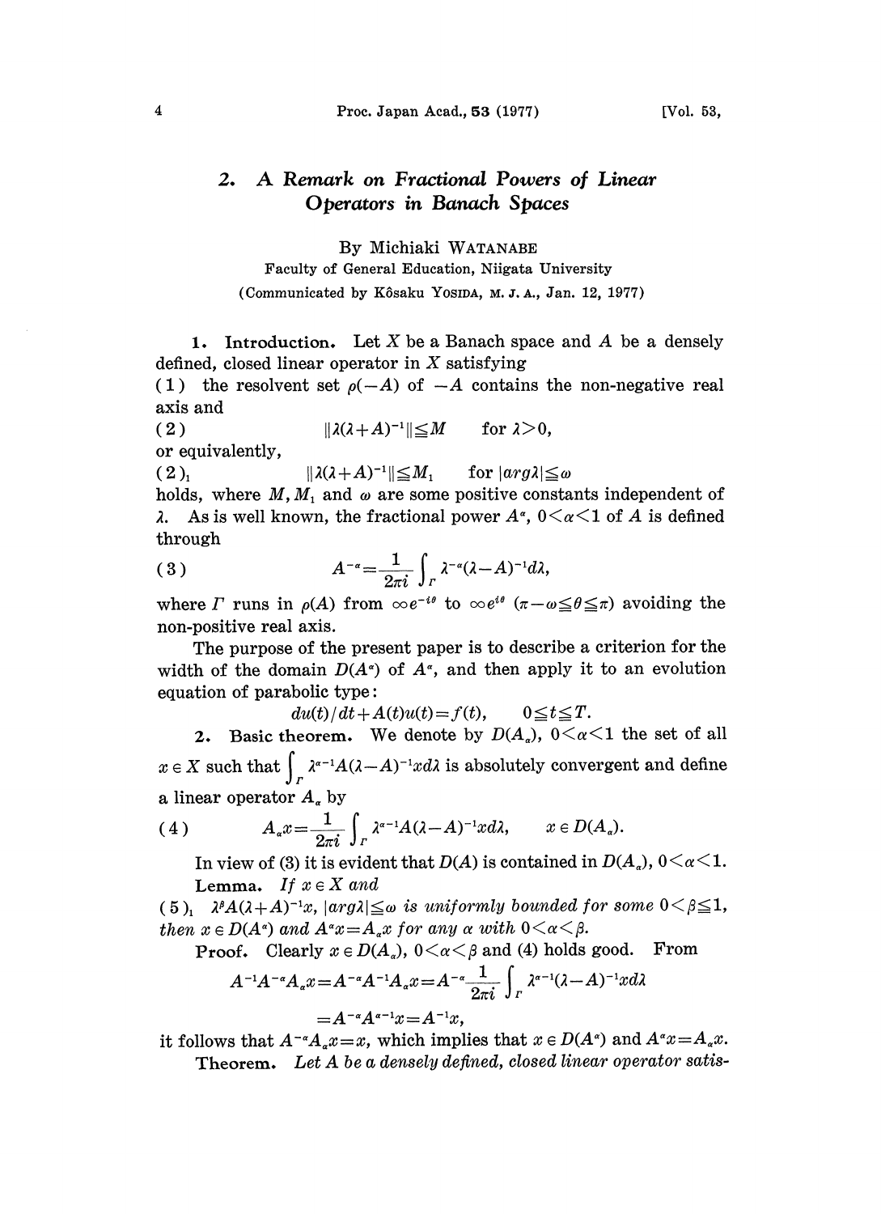## 2. A Remark on Fractional Powers of Linear Operators in Banach Spaces

By Michiaki WATANABE

Faculty of General Education, Niigata University

(Communicated by Kôsaku YOSIDA, M. J. A., Jan. 12, 1977)

**1. Introduction.** Let $X$ be a Banach space and $A$ be a densely defined, closed linear operator in $X$ satisfying

(1) the resolvent set $\rho(-A)$ of $-A$ contains the non-negative real axis and

$$(2) \qquad \|\lambda(\lambda+A)^{-1}\| \leqq M \qquad \text{for } \lambda > 0,$$

or equivalently,

$$(2)_1 \qquad \|\lambda(\lambda+A)^{-1}\| \leqq M_1 \qquad \text{for } |arg\lambda| \leqq \omega$$

holds, where $M, M_1$ and $\omega$ are some positive constants independent of $\lambda$. As is well known, the fractional power $A^\alpha$, $0<\alpha<1$ of $A$ is defined through

$$(3) \qquad A^{-\alpha} = \frac{1}{2\pi i}\int_\Gamma \lambda^{-\alpha}(\lambda - A)^{-1} d\lambda,$$

where $\Gamma$ runs in $\rho(A)$ from $\infty e^{-i\theta}$ to $\infty e^{i\theta}$ $(\pi-\omega \leqq \theta \leqq \pi)$ avoiding the non-positive real axis.

The purpose of the present paper is to describe a criterion for the width of the domain $D(A^\alpha)$ of $A^\alpha$, and then apply it to an evolution equation of parabolic type:

$$du(t)/dt + A(t)u(t) = f(t), \qquad 0 \leqq t \leqq T.$$

**2. Basic theorem.** We denote by $D(A_\alpha)$, $0<\alpha<1$ the set of all $x \in X$ such that $\int_\Gamma \lambda^{\alpha-1}A(\lambda-A)^{-1}x d\lambda$ is absolutely convergent and define a linear operator $A_\alpha$ by

$$(4) \qquad A_\alpha x = \frac{1}{2\pi i}\int_\Gamma \lambda^{\alpha-1}A(\lambda-A)^{-1}x d\lambda, \qquad x \in D(A_\alpha).$$

In view of (3) it is evident that $D(A)$ is contained in $D(A_\alpha)$, $0<\alpha<1$.

**Lemma.** *If $x \in X$ and*

*$(5)_1$ $\lambda^\beta A(\lambda+A)^{-1}x$, $|arg\lambda| \leqq \omega$ is uniformly bounded for some $0<\beta \leqq 1$, then $x \in D(A^\alpha)$ and $A^\alpha x = A_\alpha x$ for any $\alpha$ with $0<\alpha<\beta$.*

**Proof.** Clearly $x \in D(A_\alpha)$, $0<\alpha<\beta$ and (4) holds good. From

$$A^{-1}A^{-\alpha}A_\alpha x = A^{-\alpha}A^{-1}A_\alpha x = A^{-\alpha}\frac{1}{2\pi i}\int_\Gamma \lambda^{\alpha-1}(\lambda-A)^{-1}x d\lambda$$

$$= A^{-\alpha}A^{\alpha-1}x = A^{-1}x,$$

it follows that $A^{-\alpha}A_\alpha x = x$, which implies that $x \in D(A^\alpha)$ and $A^\alpha x = A_\alpha x$.

**Theorem.** *Let $A$ be a densely defined, closed linear operator satis-*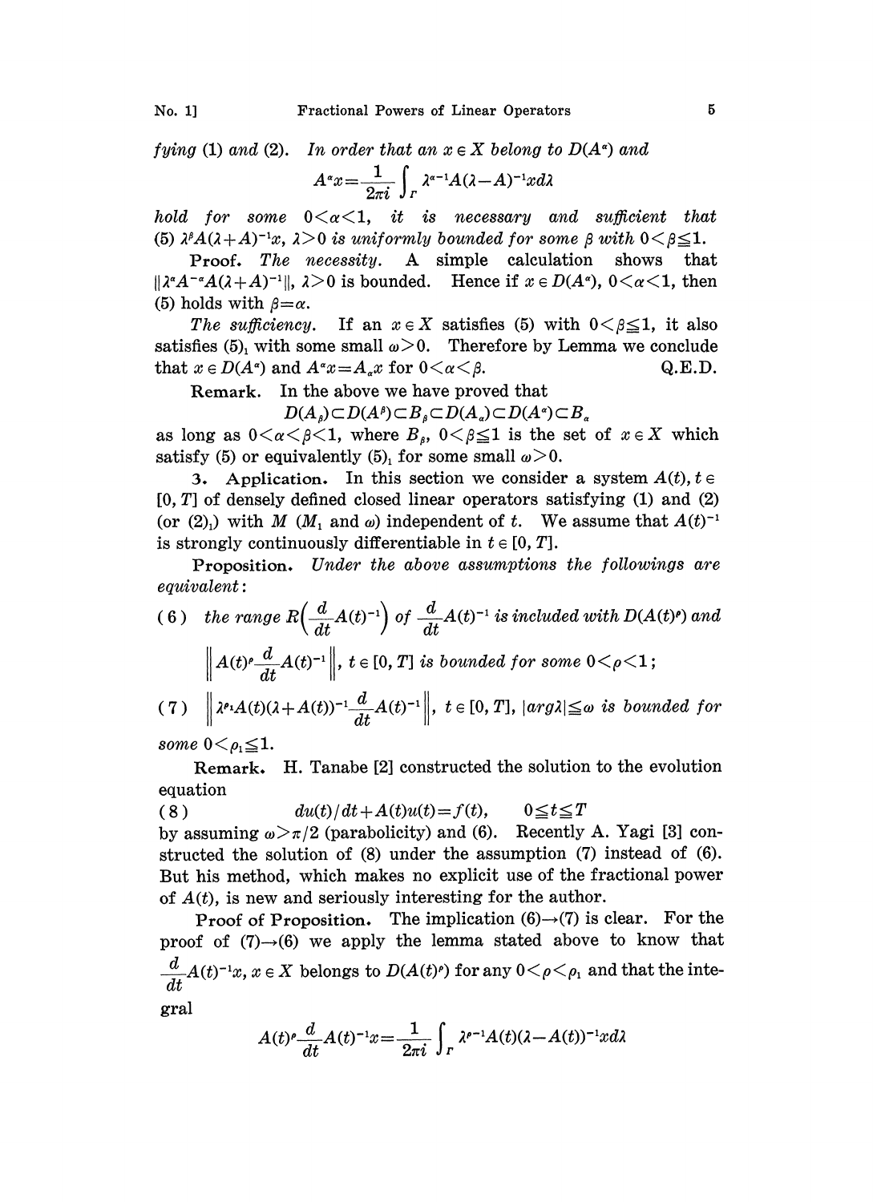*fying* (1) *and* (2). *In order that an* $x \in X$ *belong to* $D(A^\alpha)$ *and*

$$A^\alpha x = \frac{1}{2\pi i}\int_\Gamma \lambda^{\alpha-1}A(\lambda-A)^{-1}x d\lambda$$

*hold for some* $0<\alpha<1$, *it is necessary and sufficient that* (5) $\lambda^\beta A(\lambda+A)^{-1}x$, $\lambda>0$ *is uniformly bounded for some* $\beta$ *with* $0<\beta\leqq 1$.

**Proof.** *The necessity.* A simple calculation shows that $\|\lambda^\alpha A^{-\alpha}A(\lambda+A)^{-1}\|$, $\lambda>0$ is bounded. Hence if $x \in D(A^\alpha)$, $0<\alpha<1$, then (5) holds with $\beta=\alpha$.

*The sufficiency.* If an $x\in X$ satisfies (5) with $0<\beta\leqq 1$, it also satisfies $(5)_1$ with some small $\omega>0$. Therefore by Lemma we conclude that $x\in D(A^\alpha)$ and $A^\alpha x = A_\alpha x$ for $0<\alpha<\beta$. Q.E.D.

**Remark.** In the above we have proved that

$$D(A_\beta)\subset D(A^\beta)\subset B_\beta \subset D(A_\alpha)\subset D(A^\alpha)\subset B_\alpha$$

as long as $0<\alpha<\beta<1$, where $B_\beta$, $0<\beta\leqq 1$ is the set of $x\in X$ which satisfy (5) or equivalently $(5)_1$ for some small $\omega>0$.

**3. Application.** In this section we consider a system $A(t)$, $t\in [0,T]$ of densely defined closed linear operators satisfying (1) and (2) (or $(2)_1$) with $M$ ($M_1$ and $\omega$) independent of $t$. We assume that $A(t)^{-1}$ is strongly continuously differentiable in $t\in[0,T]$.

**Proposition.** *Under the above assumptions the followings are equivalent*:

(6) *the range* $R\left(\frac{d}{dt}A(t)^{-1}\right)$ *of* $\frac{d}{dt}A(t)^{-1}$ *is included with* $D(A(t)^\rho)$ *and* $\left\|A(t)^\rho \frac{d}{dt}A(t)^{-1}\right\|$, $t\in[0,T]$ *is bounded for some* $0<\rho<1$;

(7) $\left\|\lambda^{\rho_1}A(t)(\lambda+A(t))^{-1}\frac{d}{dt}A(t)^{-1}\right\|$, $t\in[0,T]$, $|arg\lambda|\leqq\omega$ *is bounded for some* $0<\rho_1\leqq 1$.

**Remark.** H. Tanabe [2] constructed the solution to the evolution equation

$$(8) \qquad du(t)/dt + A(t)u(t) = f(t), \qquad 0\leqq t\leqq T$$

by assuming $\omega>\pi/2$ (parabolicity) and (6). Recently A. Yagi [3] constructed the solution of (8) under the assumption (7) instead of (6). But his method, which makes no explicit use of the fractional power of $A(t)$, is new and seriously interesting for the author.

**Proof of Proposition.** The implication (6)→(7) is clear. For the proof of (7)→(6) we apply the lemma stated above to know that $\frac{d}{dt}A(t)^{-1}x$, $x\in X$ belongs to $D(A(t)^\rho)$ for any $0<\rho<\rho_1$ and that the integral

$$A(t)^\rho \frac{d}{dt}A(t)^{-1}x = \frac{1}{2\pi i}\int_\Gamma \lambda^{\rho-1}A(t)(\lambda-A(t))^{-1}x d\lambda$$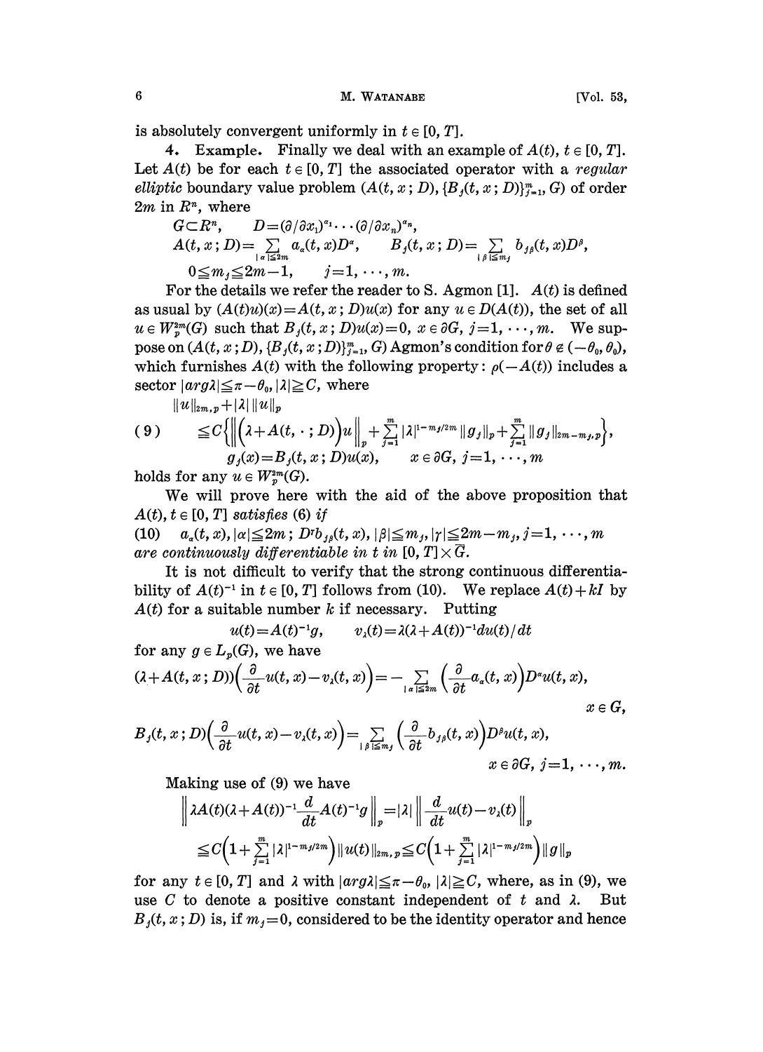is absolutely convergent uniformly in $t \in [0, T]$.

**4. Example.** Finally we deal with an example of $A(t)$, $t \in [0, T]$. Let $A(t)$ be for each $t \in [0, T]$ the associated operator with a *regular elliptic* boundary value problem $(A(t, x; D), \{B_j(t, x; D)\}_{j=1}^m, G)$ of order $2m$ in $R^n$, where

$$G \subset R^n, \qquad D = (\partial/\partial x_1)^{\alpha_1} \cdots (\partial/\partial x_n)^{\alpha_n},$$
$$A(t, x; D) = \sum_{|\alpha| \leq 2m} a_\alpha(t, x) D^\alpha, \qquad B_j(t, x; D) = \sum_{|\beta| \leq m_j} b_{j\beta}(t, x) D^\beta,$$
$$0 \leq m_j \leq 2m-1, \qquad j = 1, \cdots, m.$$

For the details we refer the reader to S. Agmon [1]. $A(t)$ is defined as usual by $(A(t)u)(x) = A(t, x; D)u(x)$ for any $u \in D(A(t))$, the set of all $u \in W_p^{2m}(G)$ such that $B_j(t, x; D)u(x) = 0$, $x \in \partial G$, $j = 1, \cdots, m$. We suppose on $(A(t, x; D), \{B_j(t, x; D)\}_{j=1}^m, G)$ Agmon's condition for $\theta \notin (-\theta_0, \theta_0)$, which furnishes $A(t)$ with the following property: $\rho(-A(t))$ includes a sector $|arg \lambda| \leq \pi - \theta_0$, $|\lambda| \geq C$, where

$$\|u\|_{2m,p} + |\lambda| \, \|u\|_p$$
$$(9) \qquad \leq C\Big\{\Big\|\Big(\lambda + A(t, \cdot; D)\Big)u\Big\|_p + \sum_{j=1}^m |\lambda|^{1-m_j/2m} \|g_j\|_p + \sum_{j=1}^m \|g_j\|_{2m-m_j,p}\Big\},$$
$$g_j(x) = B_j(t, x; D)u(x), \qquad x \in \partial G, \ j = 1, \cdots, m$$

holds for any $u \in W_p^{2m}(G)$.

We will prove here with the aid of the above proposition that $A(t)$, $t \in [0, T]$ *satisfies* (6) *if*

(10) $\quad a_\alpha(t, x), |\alpha| \leq 2m;\ D^\gamma b_{j\beta}(t, x), |\beta| \leq m_j, |\gamma| \leq 2m - m_j, j = 1, \cdots, m$

*are continuously differentiable in $t$ in* $[0, T] \times \bar{G}$.

It is not difficult to verify that the strong continuous differentiability of $A(t)^{-1}$ in $t \in [0, T]$ follows from (10). We replace $A(t) + kI$ by $A(t)$ for a suitable number $k$ if necessary. Putting

$$u(t) = A(t)^{-1}g, \qquad v_\lambda(t) = \lambda(\lambda + A(t))^{-1} du(t)/dt$$

for any $g \in L_p(G)$, we have

$$(\lambda + A(t, x; D))\Big(\frac{\partial}{\partial t}u(t, x) - v_\lambda(t, x)\Big) = -\sum_{|\alpha| \leq 2m} \Big(\frac{\partial}{\partial t}a_\alpha(t, x)\Big) D^\alpha u(t, x), \qquad x \in G,$$

$$B_j(t, x; D)\Big(\frac{\partial}{\partial t}u(t, x) - v_\lambda(t, x)\Big) = \sum_{|\beta| \leq m_j} \Big(\frac{\partial}{\partial t}b_{j\beta}(t, x)\Big) D^\beta u(t, x), \qquad x \in \partial G, \ j = 1, \cdots, m.$$

Making use of (9) we have

$$\Big\|\lambda A(t)(\lambda + A(t))^{-1} \frac{d}{dt} A(t)^{-1} g\Big\|_p = |\lambda| \, \Big\|\frac{d}{dt}u(t) - v_\lambda(t)\Big\|_p$$
$$\leq C\Big(1 + \sum_{j=1}^m |\lambda|^{1-m_j/2m}\Big) \|u(t)\|_{2m,p} \leq C\Big(1 + \sum_{j=1}^m |\lambda|^{1-m_j/2m}\Big) \|g\|_p$$

for any $t \in [0, T]$ and $\lambda$ with $|arg \lambda| \leq \pi - \theta_0$, $|\lambda| \geq C$, where, as in (9), we use $C$ to denote a positive constant independent of $t$ and $\lambda$. But $B_j(t, x; D)$ is, if $m_j = 0$, considered to be the identity operator and hence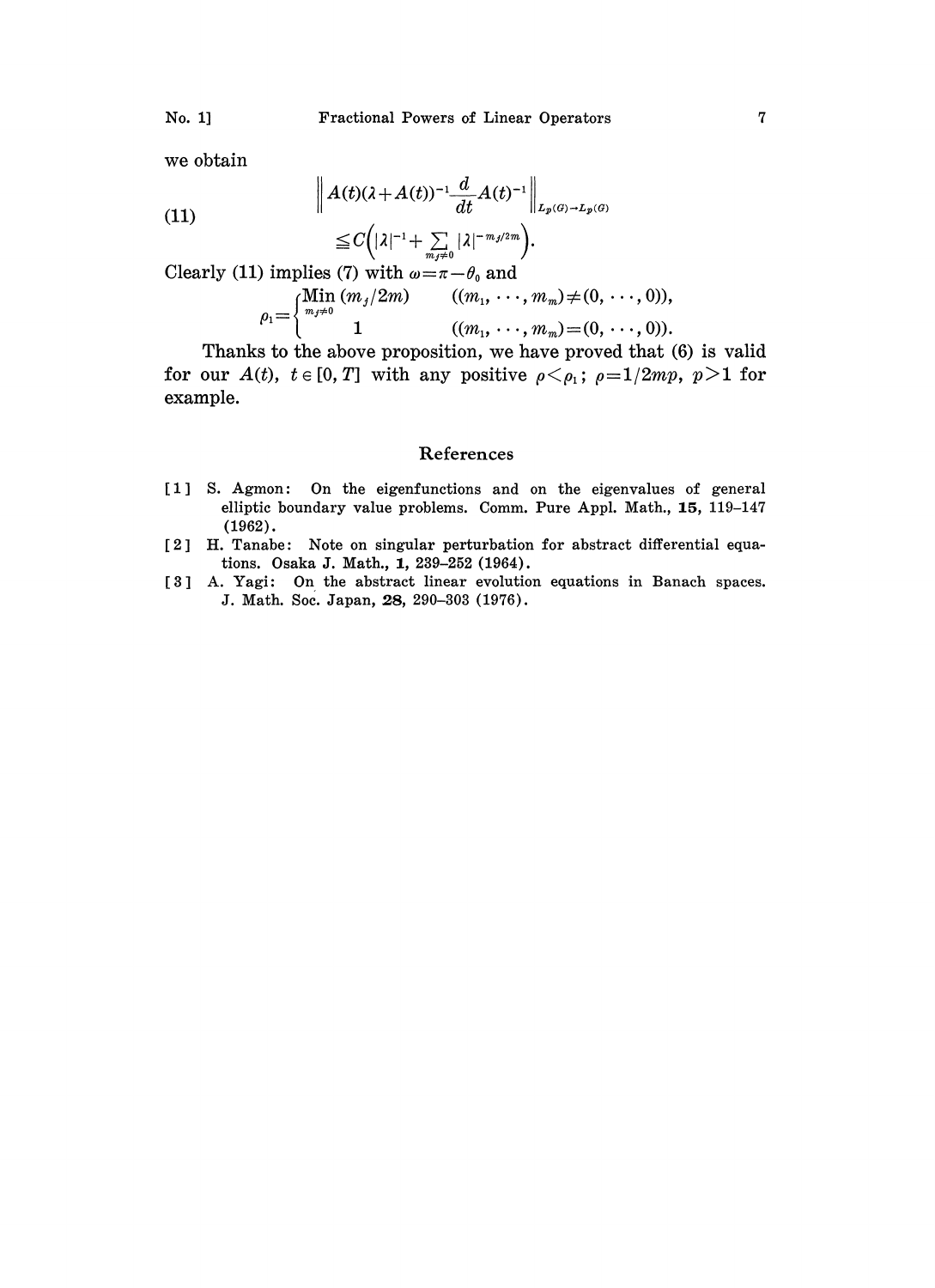we obtain

$$\left\| A(t)(\lambda + A(t))^{-1} \frac{d}{dt} A(t)^{-1} \right\|_{L_p(G) \to L_p(G)} \leqq C\Big( |\lambda|^{-1} + \sum_{m_j \neq 0} |\lambda|^{-m_j/2m} \Big). \tag{11}$$

Clearly (11) implies (7) with $\omega = \pi - \theta_0$ and

$$\rho_1 = \begin{cases} \operatorname*{Min}_{m_j \neq 0} (m_j/2m) & ((m_1, \cdots, m_m) \neq (0, \cdots, 0)), \\ 1 & ((m_1, \cdots, m_m) = (0, \cdots, 0)). \end{cases}$$

Thanks to the above proposition, we have proved that (6) is valid for our $A(t)$, $t \in [0, T]$ with any positive $\rho < \rho_1$; $\rho = 1/2mp$, $p > 1$ for example.

## References

[1] S. Agmon: On the eigenfunctions and on the eigenvalues of general elliptic boundary value problems. Comm. Pure Appl. Math., **15**, 119–147 (1962).

[2] H. Tanabe: Note on singular perturbation for abstract differential equations. Osaka J. Math., **1**, 239–252 (1964).

[3] A. Yagi: On the abstract linear evolution equations in Banach spaces. J. Math. Soc. Japan, **28**, 290–303 (1976).